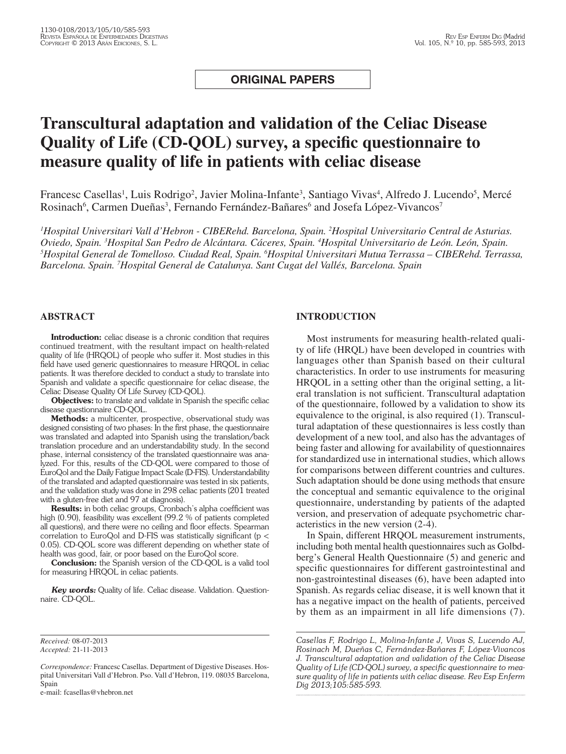**ORIGINAL PAPERS**

# Transcultural adaptation and validation of the Celiac Disease Quality of Life (CD-QOL) survey, a specific questionnaire to measure quality of life in patients with celiac disease

Francesc Casellas[1], Luis Rodrigo[2], Javier Molina-Infante[3], Santiago Vivas[4], Alfredo J. Lucendo[5], Mercé Rosinach[6], Carmen Dueñas[3], Fernando Fernández-Bañares[6] and Josefa López-Vivancos[7]

*[1]Hospital Universitari Vall d'Hebron - CIBERehd. Barcelona, Spain. [2]Hospital Universitario Central de Asturias. Oviedo, Spain. [3]Hospital San Pedro de Alcántara. Cáceres, Spain. [4]Hospital Universitario de León. León, Spain. [5]Hospital General de Tomelloso. Ciudad Real, Spain. [6]Hospital Universitari Mutua Terrassa – CIBERehd. Terrassa, Barcelona. Spain. [7]Hospital General de Catalunya. Sant Cugat del Vallés, Barcelona. Spain*

## ABSTRACT

**Introduction:** celiac disease is a chronic condition that requires continued treatment, with the resultant impact on health-related quality of life (HRQOL) of people who suffer it. Most studies in this field have used generic questionnaires to measure HRQOL in celiac patients. It was therefore decided to conduct a study to translate into Spanish and validate a specific questionnaire for celiac disease, the Celiac Disease Quality Of Life Survey (CD-QOL).

**Objectives:** to translate and validate in Spanish the specific celiac disease questionnaire CD-QOL.

**Methods:** a multicenter, prospective, observational study was designed consisting of two phases: In the first phase, the questionnaire was translated and adapted into Spanish using the translation/back translation procedure and an understandability study. In the second phase, internal consistency of the translated questionnaire was analyzed. For this, results of the CD-QOL were compared to those of EuroQol and the Daily Fatigue Impact Scale (D-FIS). Understandability of the translated and adapted questionnaire was tested in six patients, and the validation study was done in 298 celiac patients (201 treated with a gluten-free diet and 97 at diagnosis).

**Results:** in both celiac groups, Cronbach's alpha coefficient was high (0.90), feasibility was excellent (99.2 % of patients completed all questions), and there were no ceiling and floor effects. Spearman correlation to EuroQol and D-FIS was statistically significant ($p < 0.05$). CD-QOL score was different depending on whether state of health was good, fair, or poor based on the EuroQol score.

**Conclusion:** the Spanish version of the CD-QOL is a valid tool for measuring HRQOL in celiac patients.

***Key words:*** Quality of life. Celiac disease. Validation. Questionnaire. CD-QOL.

*Received:* 08-07-2013
*Accepted:* 21-11-2013

*Correspondence:* Francesc Casellas. Department of Digestive Diseases. Hospital Universitari Vall d'Hebron. Pso. Vall d'Hebron, 119. 08035 Barcelona, Spain
e-mail: fcasellas@vhebron.net

## INTRODUCTION

Most instruments for measuring health-related quality of life (HRQL) have been developed in countries with languages other than Spanish based on their cultural characteristics. In order to use instruments for measuring HRQOL in a setting other than the original setting, a literal translation is not sufficient. Transcultural adaptation of the questionnaire, followed by a validation to show its equivalence to the original, is also required (1). Transcultural adaptation of these questionnaires is less costly than development of a new tool, and also has the advantages of being faster and allowing for availability of questionnaires for standardized use in international studies, which allows for comparisons between different countries and cultures. Such adaptation should be done using methods that ensure the conceptual and semantic equivalence to the original questionnaire, understanding by patients of the adapted version, and preservation of adequate psychometric characteristics in the new version (2-4).

In Spain, different HRQOL measurement instruments, including both mental health questionnaires such as Golbdberg's General Health Questionnaire (5) and generic and specific questionnaires for different gastrointestinal and non-gastrointestinal diseases (6), have been adapted into Spanish. As regards celiac disease, it is well known that it has a negative impact on the health of patients, perceived by them as an impairment in all life dimensions (7).

*Casellas F, Rodrigo L, Molina-Infante J, Vivas S, Lucendo AJ, Rosinach M, Dueñas C, Fernández-Bañares F, López-Vivancos J. Transcultural adaptation and validation of the Celiac Disease Quality of Life (CD-QOL) survey, a specific questionnaire to measure quality of life in patients with celiac disease. Rev Esp Enferm Dig 2013;105:585-593.*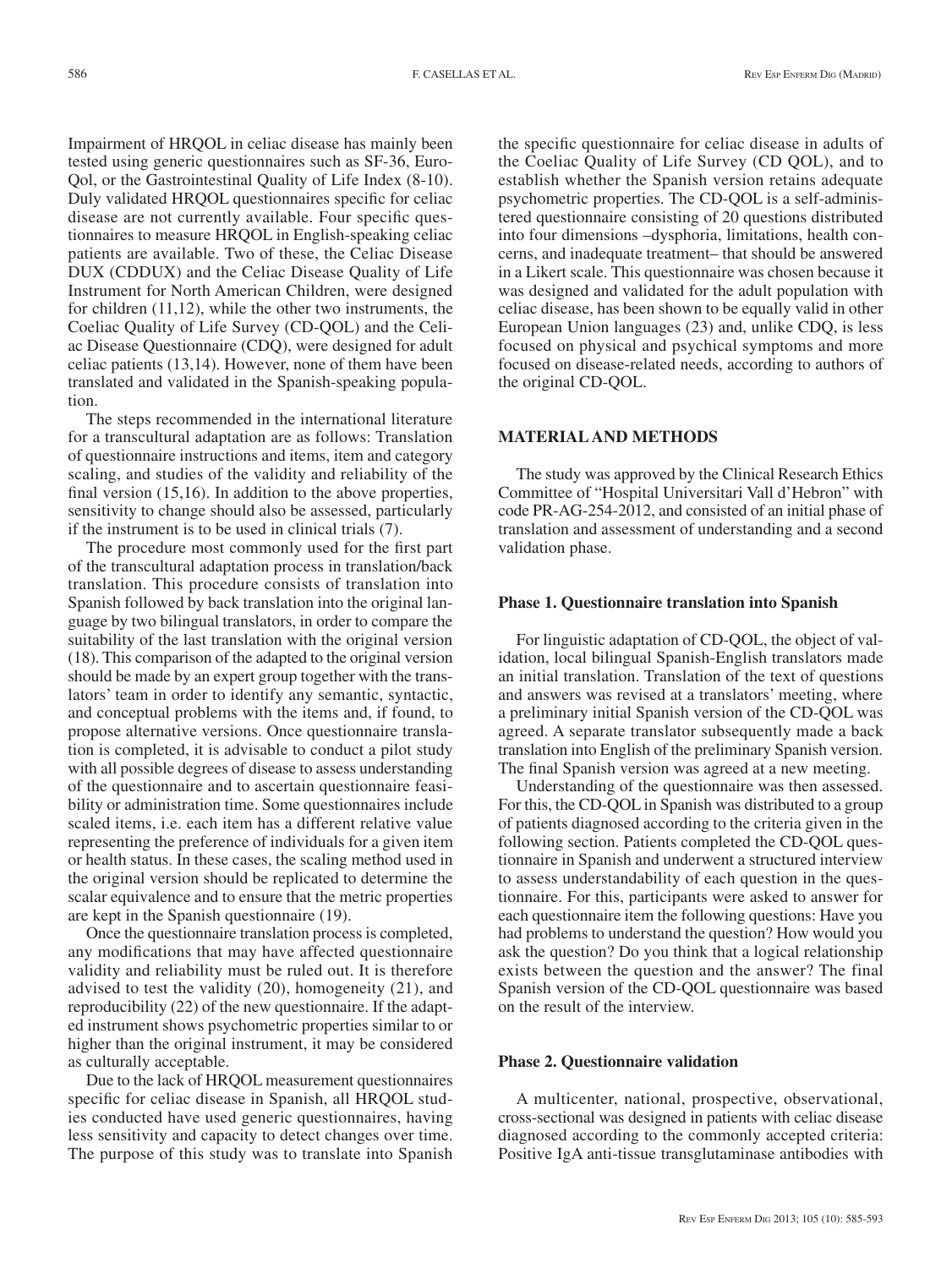Impairment of HRQOL in celiac disease has mainly been tested using generic questionnaires such as SF-36, Euro-Qol, or the Gastrointestinal Quality of Life Index (8-10). Duly validated HRQOL questionnaires specific for celiac disease are not currently available. Four specific questionnaires to measure HRQOL in English-speaking celiac patients are available. Two of these, the Celiac Disease DUX (CDDUX) and the Celiac Disease Quality of Life Instrument for North American Children, were designed for children (11,12), while the other two instruments, the Coeliac Quality of Life Survey (CD-QOL) and the Celiac Disease Questionnaire (CDQ), were designed for adult celiac patients (13,14). However, none of them have been translated and validated in the Spanish-speaking population.

The steps recommended in the international literature for a transcultural adaptation are as follows: Translation of questionnaire instructions and items, item and category scaling, and studies of the validity and reliability of the final version (15,16). In addition to the above properties, sensitivity to change should also be assessed, particularly if the instrument is to be used in clinical trials (7).

The procedure most commonly used for the first part of the transcultural adaptation process in translation/back translation. This procedure consists of translation into Spanish followed by back translation into the original language by two bilingual translators, in order to compare the suitability of the last translation with the original version (18). This comparison of the adapted to the original version should be made by an expert group together with the translators' team in order to identify any semantic, syntactic, and conceptual problems with the items and, if found, to propose alternative versions. Once questionnaire translation is completed, it is advisable to conduct a pilot study with all possible degrees of disease to assess understanding of the questionnaire and to ascertain questionnaire feasibility or administration time. Some questionnaires include scaled items, i.e. each item has a different relative value representing the preference of individuals for a given item or health status. In these cases, the scaling method used in the original version should be replicated to determine the scalar equivalence and to ensure that the metric properties are kept in the Spanish questionnaire (19).

Once the questionnaire translation process is completed, any modifications that may have affected questionnaire validity and reliability must be ruled out. It is therefore advised to test the validity (20), homogeneity (21), and reproducibility (22) of the new questionnaire. If the adapted instrument shows psychometric properties similar to or higher than the original instrument, it may be considered as culturally acceptable.

Due to the lack of HRQOL measurement questionnaires specific for celiac disease in Spanish, all HRQOL studies conducted have used generic questionnaires, having less sensitivity and capacity to detect changes over time. The purpose of this study was to translate into Spanish the specific questionnaire for celiac disease in adults of the Coeliac Quality of Life Survey (CD QOL), and to establish whether the Spanish version retains adequate psychometric properties. The CD-QOL is a self-administered questionnaire consisting of 20 questions distributed into four dimensions –dysphoria, limitations, health concerns, and inadequate treatment– that should be answered in a Likert scale. This questionnaire was chosen because it was designed and validated for the adult population with celiac disease, has been shown to be equally valid in other European Union languages (23) and, unlike CDQ, is less focused on physical and psychical symptoms and more focused on disease-related needs, according to authors of the original CD-QOL.

## MATERIAL AND METHODS

The study was approved by the Clinical Research Ethics Committee of "Hospital Universitari Vall d'Hebron" with code PR-AG-254-2012, and consisted of an initial phase of translation and assessment of understanding and a second validation phase.

### Phase 1. Questionnaire translation into Spanish

For linguistic adaptation of CD-QOL, the object of validation, local bilingual Spanish-English translators made an initial translation. Translation of the text of questions and answers was revised at a translators' meeting, where a preliminary initial Spanish version of the CD-QOL was agreed. A separate translator subsequently made a back translation into English of the preliminary Spanish version. The final Spanish version was agreed at a new meeting.

Understanding of the questionnaire was then assessed. For this, the CD-QOL in Spanish was distributed to a group of patients diagnosed according to the criteria given in the following section. Patients completed the CD-QOL questionnaire in Spanish and underwent a structured interview to assess understandability of each question in the questionnaire. For this, participants were asked to answer for each questionnaire item the following questions: Have you had problems to understand the question? How would you ask the question? Do you think that a logical relationship exists between the question and the answer? The final Spanish version of the CD-QOL questionnaire was based on the result of the interview.

### Phase 2. Questionnaire validation

A multicenter, national, prospective, observational, cross-sectional was designed in patients with celiac disease diagnosed according to the commonly accepted criteria: Positive IgA anti-tissue transglutaminase antibodies with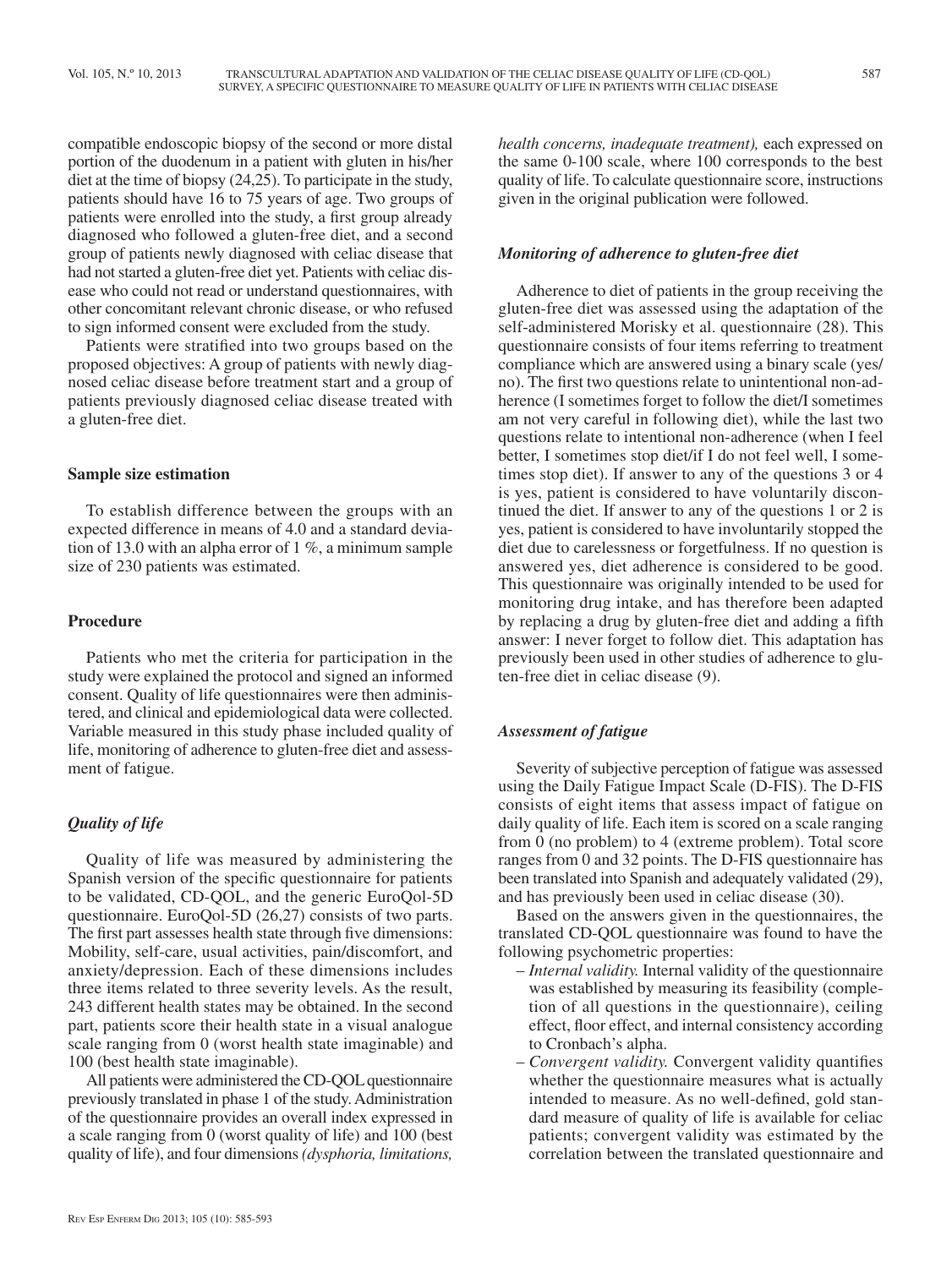compatible endoscopic biopsy of the second or more distal portion of the duodenum in a patient with gluten in his/her diet at the time of biopsy (24,25). To participate in the study, patients should have 16 to 75 years of age. Two groups of patients were enrolled into the study, a first group already diagnosed who followed a gluten-free diet, and a second group of patients newly diagnosed with celiac disease that had not started a gluten-free diet yet. Patients with celiac disease who could not read or understand questionnaires, with other concomitant relevant chronic disease, or who refused to sign informed consent were excluded from the study.

Patients were stratified into two groups based on the proposed objectives: A group of patients with newly diagnosed celiac disease before treatment start and a group of patients previously diagnosed celiac disease treated with a gluten-free diet.

### Sample size estimation

To establish difference between the groups with an expected difference in means of 4.0 and a standard deviation of 13.0 with an alpha error of 1 %, a minimum sample size of 230 patients was estimated.

### Procedure

Patients who met the criteria for participation in the study were explained the protocol and signed an informed consent. Quality of life questionnaires were then administered, and clinical and epidemiological data were collected. Variable measured in this study phase included quality of life, monitoring of adherence to gluten-free diet and assessment of fatigue.

#### *Quality of life*

Quality of life was measured by administering the Spanish version of the specific questionnaire for patients to be validated, CD-QOL, and the generic EuroQol-5D questionnaire. EuroQol-5D (26,27) consists of two parts. The first part assesses health state through five dimensions: Mobility, self-care, usual activities, pain/discomfort, and anxiety/depression. Each of these dimensions includes three items related to three severity levels. As the result, 243 different health states may be obtained. In the second part, patients score their health state in a visual analogue scale ranging from 0 (worst health state imaginable) and 100 (best health state imaginable).

All patients were administered the CD-QOL questionnaire previously translated in phase 1 of the study. Administration of the questionnaire provides an overall index expressed in a scale ranging from 0 (worst quality of life) and 100 (best quality of life), and four dimensions *(dysphoria, limitations, health concerns, inadequate treatment),* each expressed on the same 0-100 scale, where 100 corresponds to the best quality of life. To calculate questionnaire score, instructions given in the original publication were followed.

#### *Monitoring of adherence to gluten-free diet*

Adherence to diet of patients in the group receiving the gluten-free diet was assessed using the adaptation of the self-administered Morisky et al. questionnaire (28). This questionnaire consists of four items referring to treatment compliance which are answered using a binary scale (yes/no). The first two questions relate to unintentional non-adherence (I sometimes forget to follow the diet/I sometimes am not very careful in following diet), while the last two questions relate to intentional non-adherence (when I feel better, I sometimes stop diet/if I do not feel well, I sometimes stop diet). If answer to any of the questions 3 or 4 is yes, patient is considered to have voluntarily discontinued the diet. If answer to any of the questions 1 or 2 is yes, patient is considered to have involuntarily stopped the diet due to carelessness or forgetfulness. If no question is answered yes, diet adherence is considered to be good. This questionnaire was originally intended to be used for monitoring drug intake, and has therefore been adapted by replacing a drug by gluten-free diet and adding a fifth answer: I never forget to follow diet. This adaptation has previously been used in other studies of adherence to gluten-free diet in celiac disease (9).

#### *Assessment of fatigue*

Severity of subjective perception of fatigue was assessed using the Daily Fatigue Impact Scale (D-FIS). The D-FIS consists of eight items that assess impact of fatigue on daily quality of life. Each item is scored on a scale ranging from 0 (no problem) to 4 (extreme problem). Total score ranges from 0 and 32 points. The D-FIS questionnaire has been translated into Spanish and adequately validated (29), and has previously been used in celiac disease (30).

Based on the answers given in the questionnaires, the translated CD-QOL questionnaire was found to have the following psychometric properties:

- *Internal validity.* Internal validity of the questionnaire was established by measuring its feasibility (completion of all questions in the questionnaire), ceiling effect, floor effect, and internal consistency according to Cronbach's alpha.
- *Convergent validity.* Convergent validity quantifies whether the questionnaire measures what is actually intended to measure. As no well-defined, gold standard measure of quality of life is available for celiac patients; convergent validity was estimated by the correlation between the translated questionnaire and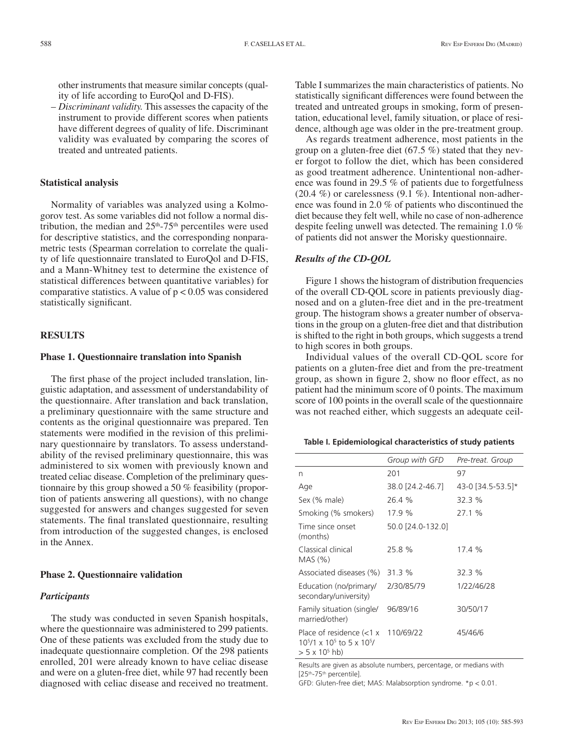other instruments that measure similar concepts (quality of life according to EuroQol and D-FIS).

– *Discriminant validity.* This assesses the capacity of the instrument to provide different scores when patients have different degrees of quality of life. Discriminant validity was evaluated by comparing the scores of treated and untreated patients.

### Statistical analysis

Normality of variables was analyzed using a Kolmogorov test. As some variables did not follow a normal distribution, the median and $25^{th}$-$75^{th}$ percentiles were used for descriptive statistics, and the corresponding nonparametric tests (Spearman correlation to correlate the quality of life questionnaire translated to EuroQol and D-FIS, and a Mann-Whitney test to determine the existence of statistical differences between quantitative variables) for comparative statistics. A value of $p < 0.05$ was considered statistically significant.

## RESULTS

### Phase 1. Questionnaire translation into Spanish

The first phase of the project included translation, linguistic adaptation, and assessment of understandability of the questionnaire. After translation and back translation, a preliminary questionnaire with the same structure and contents as the original questionnaire was prepared. Ten statements were modified in the revision of this preliminary questionnaire by translators. To assess understandability of the revised preliminary questionnaire, this was administered to six women with previously known and treated celiac disease. Completion of the preliminary questionnaire by this group showed a 50 % feasibility (proportion of patients answering all questions), with no change suggested for answers and changes suggested for seven statements. The final translated questionnaire, resulting from introduction of the suggested changes, is enclosed in the Annex.

### Phase 2. Questionnaire validation

#### *Participants*

The study was conducted in seven Spanish hospitals, where the questionnaire was administered to 299 patients. One of these patients was excluded from the study due to inadequate questionnaire completion. Of the 298 patients enrolled, 201 were already known to have celiac disease and were on a gluten-free diet, while 97 had recently been diagnosed with celiac disease and received no treatment. Table I summarizes the main characteristics of patients. No statistically significant differences were found between the treated and untreated groups in smoking, form of presentation, educational level, family situation, or place of residence, although age was older in the pre-treatment group.

As regards treatment adherence, most patients in the group on a gluten-free diet (67.5 %) stated that they never forgot to follow the diet, which has been considered as good treatment adherence. Unintentional non-adherence was found in 29.5 % of patients due to forgetfulness (20.4 %) or carelessness (9.1 %). Intentional non-adherence was found in 2.0 % of patients who discontinued the diet because they felt well, while no case of non-adherence despite feeling unwell was detected. The remaining 1.0 % of patients did not answer the Morisky questionnaire.

#### *Results of the CD-QOL*

Figure 1 shows the histogram of distribution frequencies of the overall CD-QOL score in patients previously diagnosed and on a gluten-free diet and in the pre-treatment group. The histogram shows a greater number of observations in the group on a gluten-free diet and that distribution is shifted to the right in both groups, which suggests a trend to high scores in both groups.

Individual values of the overall CD-QOL score for patients on a gluten-free diet and from the pre-treatment group, as shown in figure 2, show no floor effect, as no patient had the minimum score of 0 points. The maximum score of 100 points in the overall scale of the questionnaire was not reached either, which suggests an adequate ceil-

**Table I. Epidemiological characteristics of study patients**

| | *Group with GFD* | *Pre-treat. Group* |
|---|---|---|
| n | 201 | 97 |
| Age | 38.0 [24.2-46.7] | 43-0 [34.5-53.5]* |
| Sex (% male) | 26.4 % | 32.3 % |
| Smoking (% smokers) | 17.9 % | 27.1 % |
| Time since onset (months) | 50.0 [24.0-132.0] | |
| Classical clinical MAS (%) | 25.8 % | 17.4 % |
| Associated diseases (%) | 31.3 % | 32.3 % |
| Education (no/primary/secondary/university) | 2/30/85/79 | 1/22/46/28 |
| Family situation (single/married/other) | 96/89/16 | 30/50/17 |
| Place of residence (<1 x $10^5$/1 x $10^5$ to 5 x $10^5$/ > 5 x $10^5$ hb) | 110/69/22 | 45/46/6 |

Results are given as absolute numbers, percentage, or medians with [$25^{th}$-$75^{th}$ percentile].

GFD: Gluten-free diet; MAS: Malabsorption syndrome. *$p < 0.01$.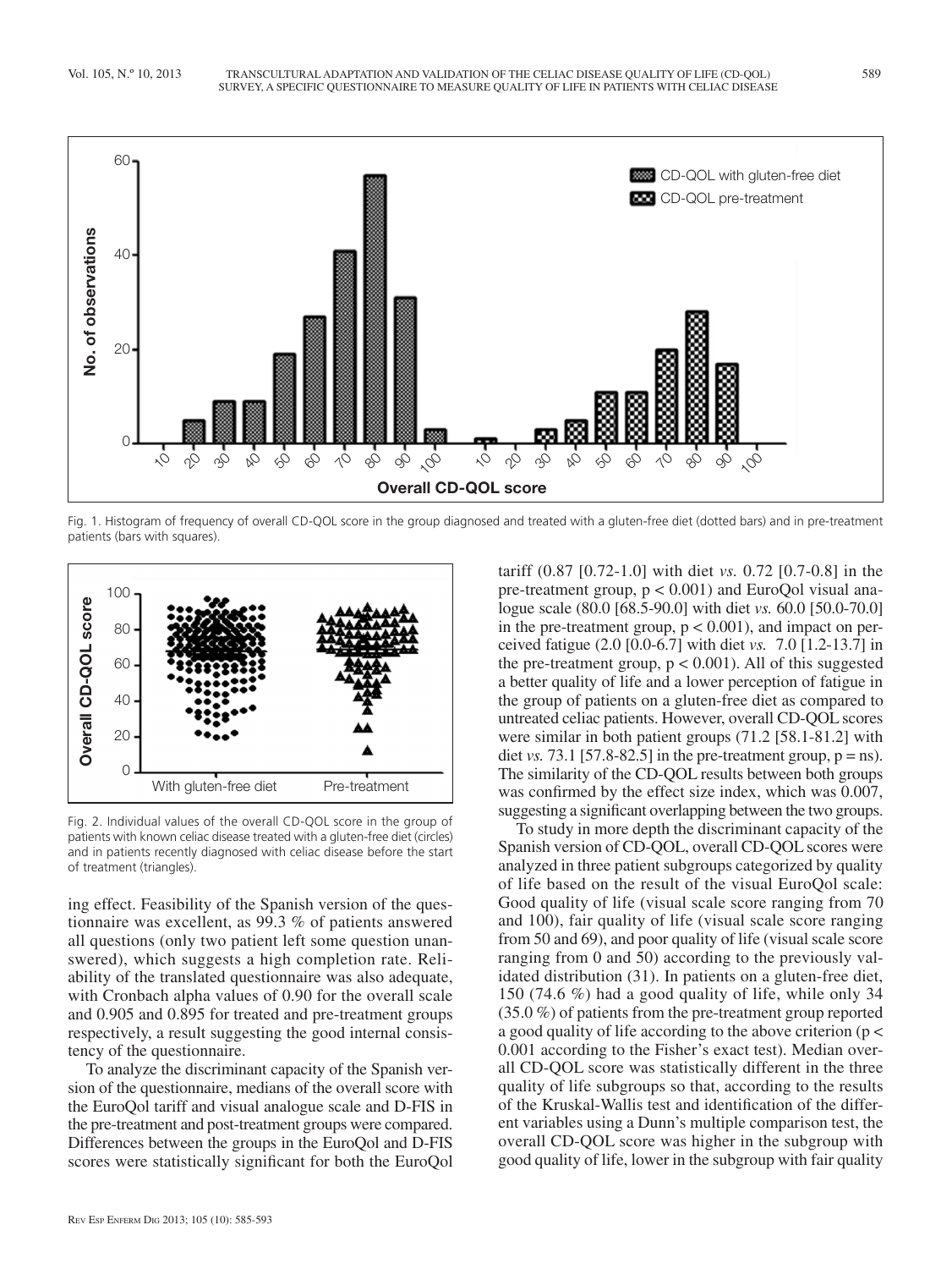Fig. 1. Histogram of frequency of overall CD-QOL score in the group diagnosed and treated with a gluten-free diet (dotted bars) and in pre-treatment patients (bars with squares).

Fig. 2. Individual values of the overall CD-QOL score in the group of patients with known celiac disease treated with a gluten-free diet (circles) and in patients recently diagnosed with celiac disease before the start of treatment (triangles).

ing effect. Feasibility of the Spanish version of the questionnaire was excellent, as 99.3 % of patients answered all questions (only two patient left some question unanswered), which suggests a high completion rate. Reliability of the translated questionnaire was also adequate, with Cronbach alpha values of 0.90 for the overall scale and 0.905 and 0.895 for treated and pre-treatment groups respectively, a result suggesting the good internal consistency of the questionnaire.

To analyze the discriminant capacity of the Spanish version of the questionnaire, medians of the overall score with the EuroQol tariff and visual analogue scale and D-FIS in the pre-treatment and post-treatment groups were compared. Differences between the groups in the EuroQol and D-FIS scores were statistically significant for both the EuroQol tariff (0.87 [0.72-1.0] with diet *vs.* 0.72 [0.7-0.8] in the pre-treatment group, $p < 0.001$) and EuroQol visual analogue scale (80.0 [68.5-90.0] with diet *vs.* 60.0 [50.0-70.0] in the pre-treatment group, $p < 0.001$), and impact on perceived fatigue (2.0 [0.0-6.7] with diet *vs.* 7.0 [1.2-13.7] in the pre-treatment group, $p < 0.001$). All of this suggested a better quality of life and a lower perception of fatigue in the group of patients on a gluten-free diet as compared to untreated celiac patients. However, overall CD-QOL scores were similar in both patient groups (71.2 [58.1-81.2] with diet *vs.* 73.1 [57.8-82.5] in the pre-treatment group, p = ns). The similarity of the CD-QOL results between both groups was confirmed by the effect size index, which was 0.007, suggesting a significant overlapping between the two groups.

To study in more depth the discriminant capacity of the Spanish version of CD-QOL, overall CD-QOL scores were analyzed in three patient subgroups categorized by quality of life based on the result of the visual EuroQol scale: Good quality of life (visual scale score ranging from 70 and 100), fair quality of life (visual scale score ranging from 50 and 69), and poor quality of life (visual scale score ranging from 0 and 50) according to the previously validated distribution (31). In patients on a gluten-free diet, 150 (74.6 %) had a good quality of life, while only 34 (35.0 %) of patients from the pre-treatment group reported a good quality of life according to the above criterion ($p < 0.001$ according to the Fisher's exact test). Median overall CD-QOL score was statistically different in the three quality of life subgroups so that, according to the results of the Kruskal-Wallis test and identification of the different variables using a Dunn's multiple comparison test, the overall CD-QOL score was higher in the subgroup with good quality of life, lower in the subgroup with fair quality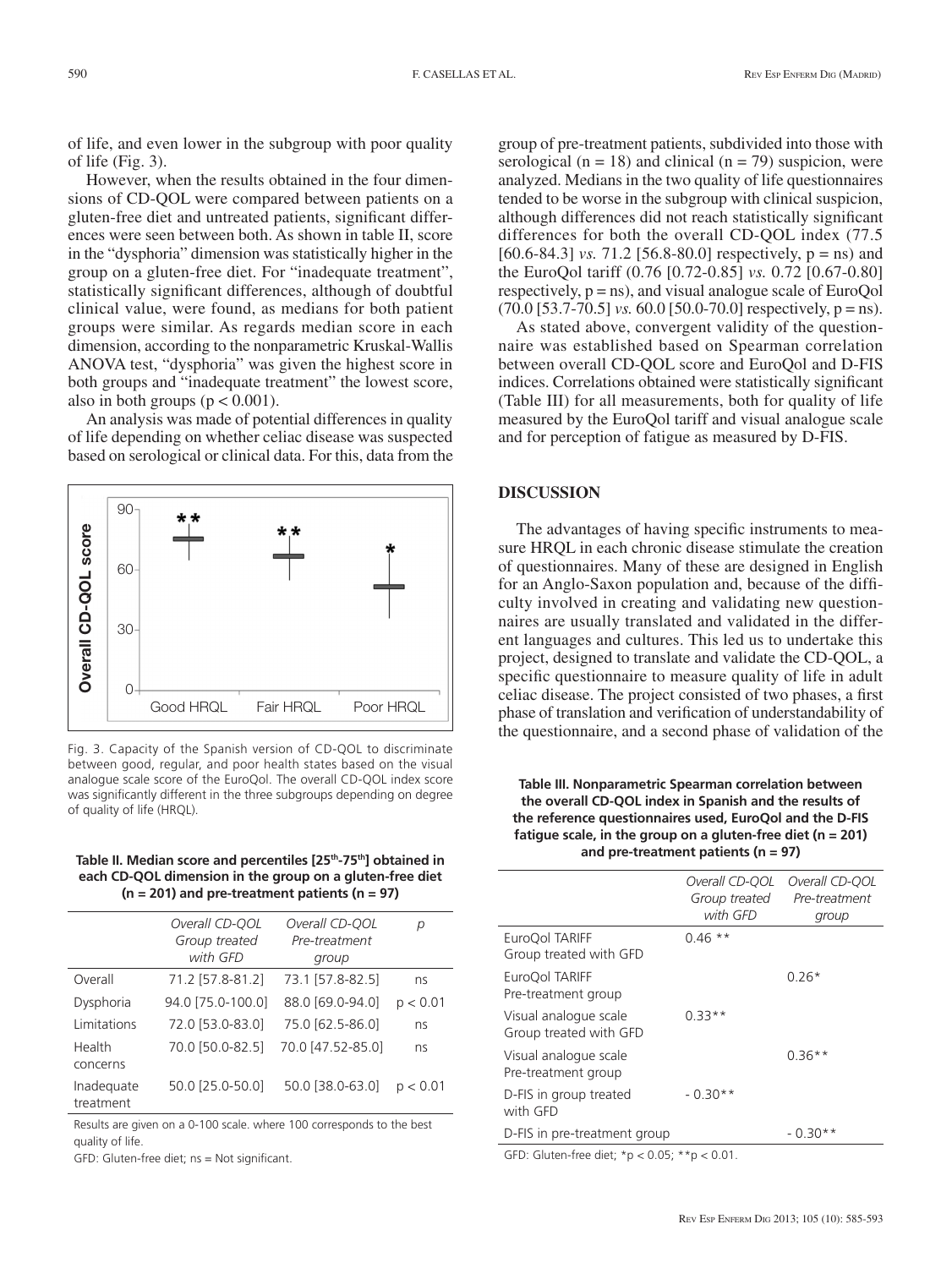of life, and even lower in the subgroup with poor quality of life (Fig. 3).

However, when the results obtained in the four dimensions of CD-QOL were compared between patients on a gluten-free diet and untreated patients, significant differences were seen between both. As shown in table II, score in the "dysphoria" dimension was statistically higher in the group on a gluten-free diet. For "inadequate treatment", statistically significant differences, although of doubtful clinical value, were found, as medians for both patient groups were similar. As regards median score in each dimension, according to the nonparametric Kruskal-Wallis ANOVA test, "dysphoria" was given the highest score in both groups and "inadequate treatment" the lowest score, also in both groups ($p < 0.001$).

An analysis was made of potential differences in quality of life depending on whether celiac disease was suspected based on serological or clinical data. For this, data from the group of pre-treatment patients, subdivided into those with serological ($n = 18$) and clinical ($n = 79$) suspicion, were analyzed. Medians in the two quality of life questionnaires tended to be worse in the subgroup with clinical suspicion, although differences did not reach statistically significant differences for both the overall CD-QOL index (77.5 [60.6-84.3] *vs.* 71.2 [56.8-80.0] respectively, p = ns) and the EuroQol tariff (0.76 [0.72-0.85] *vs.* 0.72 [0.67-0.80] respectively, p = ns), and visual analogue scale of EuroQol (70.0 [53.7-70.5] *vs.* 60.0 [50.0-70.0] respectively, p = ns).

As stated above, convergent validity of the questionnaire was established based on Spearman correlation between overall CD-QOL score and EuroQol and D-FIS indices. Correlations obtained were statistically significant (Table III) for all measurements, both for quality of life measured by the EuroQol tariff and visual analogue scale and for perception of fatigue as measured by D-FIS.

Fig. 3. Capacity of the Spanish version of CD-QOL to discriminate between good, regular, and poor health states based on the visual analogue scale score of the EuroQol. The overall CD-QOL index score was significantly different in the three subgroups depending on degree of quality of life (HRQL).

**Table II. Median score and percentiles [25th-75th] obtained in each CD-QOL dimension in the group on a gluten-free diet (n = 201) and pre-treatment patients (n = 97)**

| | *Overall CD-QOL Group treated with GFD* | *Overall CD-QOL Pre-treatment group* | *p* |
|---|---|---|---|
| Overall | 71.2 [57.8-81.2] | 73.1 [57.8-82.5] | ns |
| Dysphoria | 94.0 [75.0-100.0] | 88.0 [69.0-94.0] | p < 0.01 |
| Limitations | 72.0 [53.0-83.0] | 75.0 [62.5-86.0] | ns |
| Health concerns | 70.0 [50.0-82.5] | 70.0 [47.52-85.0] | ns |
| Inadequate treatment | 50.0 [25.0-50.0] | 50.0 [38.0-63.0] | p < 0.01 |

Results are given on a 0-100 scale. where 100 corresponds to the best quality of life.

GFD: Gluten-free diet; ns = Not significant.

## DISCUSSION

The advantages of having specific instruments to measure HRQL in each chronic disease stimulate the creation of questionnaires. Many of these are designed in English for an Anglo-Saxon population and, because of the difficulty involved in creating and validating new questionnaires are usually translated and validated in the different languages and cultures. This led us to undertake this project, designed to translate and validate the CD-QOL, a specific questionnaire to measure quality of life in adult celiac disease. The project consisted of two phases, a first phase of translation and verification of understandability of the questionnaire, and a second phase of validation of the

**Table III. Nonparametric Spearman correlation between the overall CD-QOL index in Spanish and the results of the reference questionnaires used, EuroQol and the D-FIS fatigue scale, in the group on a gluten-free diet (n = 201) and pre-treatment patients (n = 97)**

| | *Overall CD-QOL Group treated with GFD* | *Overall CD-QOL Pre-treatment group* |
|---|---|---|
| EuroQol TARIFF Group treated with GFD | 0.46 ** | |
| EuroQol TARIFF Pre-treatment group | | 0.26* |
| Visual analogue scale Group treated with GFD | 0.33** | |
| Visual analogue scale Pre-treatment group | | 0.36** |
| D-FIS in group treated with GFD | - 0.30** | |
| D-FIS in pre-treatment group | | - 0.30** |

GFD: Gluten-free diet; *p < 0.05; **p < 0.01.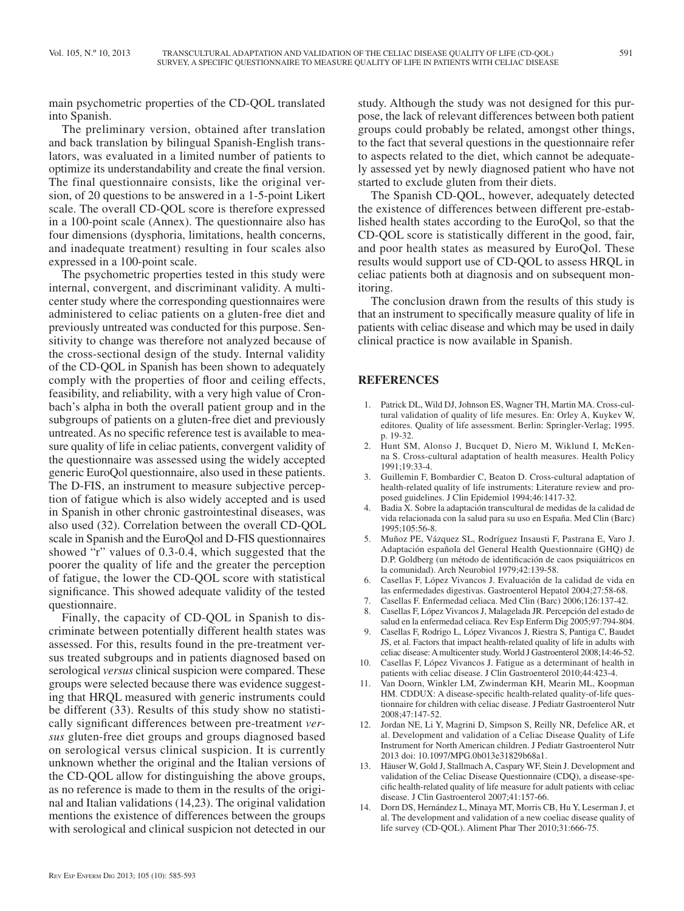main psychometric properties of the CD-QOL translated into Spanish.

The preliminary version, obtained after translation and back translation by bilingual Spanish-English translators, was evaluated in a limited number of patients to optimize its understandability and create the final version. The final questionnaire consists, like the original version, of 20 questions to be answered in a 1-5-point Likert scale. The overall CD-QOL score is therefore expressed in a 100-point scale (Annex). The questionnaire also has four dimensions (dysphoria, limitations, health concerns, and inadequate treatment) resulting in four scales also expressed in a 100-point scale.

The psychometric properties tested in this study were internal, convergent, and discriminant validity. A multicenter study where the corresponding questionnaires were administered to celiac patients on a gluten-free diet and previously untreated was conducted for this purpose. Sensitivity to change was therefore not analyzed because of the cross-sectional design of the study. Internal validity of the CD-QOL in Spanish has been shown to adequately comply with the properties of floor and ceiling effects, feasibility, and reliability, with a very high value of Cronbach's alpha in both the overall patient group and in the subgroups of patients on a gluten-free diet and previously untreated. As no specific reference test is available to measure quality of life in celiac patients, convergent validity of the questionnaire was assessed using the widely accepted generic EuroQol questionnaire, also used in these patients. The D-FIS, an instrument to measure subjective perception of fatigue which is also widely accepted and is used in Spanish in other chronic gastrointestinal diseases, was also used (32). Correlation between the overall CD-QOL scale in Spanish and the EuroQol and D-FIS questionnaires showed "r" values of 0.3-0.4, which suggested that the poorer the quality of life and the greater the perception of fatigue, the lower the CD-QOL score with statistical significance. This showed adequate validity of the tested questionnaire.

Finally, the capacity of CD-QOL in Spanish to discriminate between potentially different health states was assessed. For this, results found in the pre-treatment versus treated subgroups and in patients diagnosed based on serological *versus* clinical suspicion were compared. These groups were selected because there was evidence suggesting that HRQL measured with generic instruments could be different (33). Results of this study show no statistically significant differences between pre-treatment *versus* gluten-free diet groups and groups diagnosed based on serological versus clinical suspicion. It is currently unknown whether the original and the Italian versions of the CD-QOL allow for distinguishing the above groups, as no reference is made to them in the results of the original and Italian validations (14,23). The original validation mentions the existence of differences between the groups with serological and clinical suspicion not detected in our study. Although the study was not designed for this purpose, the lack of relevant differences between both patient groups could probably be related, amongst other things, to the fact that several questions in the questionnaire refer to aspects related to the diet, which cannot be adequately assessed yet by newly diagnosed patient who have not started to exclude gluten from their diets.

The Spanish CD-QOL, however, adequately detected the existence of differences between different pre-established health states according to the EuroQol, so that the CD-QOL score is statistically different in the good, fair, and poor health states as measured by EuroQol. These results would support use of CD-QOL to assess HRQL in celiac patients both at diagnosis and on subsequent monitoring.

The conclusion drawn from the results of this study is that an instrument to specifically measure quality of life in patients with celiac disease and which may be used in daily clinical practice is now available in Spanish.

## REFERENCES

1. Patrick DL, Wild DJ, Johnson ES, Wagner TH, Martin MA. Cross-cultural validation of quality of life mesures. En: Orley A, Kuykev W, editores. Quality of life assessment. Berlin: Springler-Verlag; 1995. p. 19-32.
2. Hunt SM, Alonso J, Bucquet D, Niero M, Wiklund I, McKenna S. Cross-cultural adaptation of health measures. Health Policy 1991;19:33-4.
3. Guillemin F, Bombardier C, Beaton D. Cross-cultural adaptation of health-related quality of life instruments: Literature review and proposed guidelines. J Clin Epidemiol 1994;46:1417-32.
4. Badia X. Sobre la adaptación transcultural de medidas de la calidad de vida relacionada con la salud para su uso en España. Med Clin (Barc) 1995;105:56-8.
5. Muñoz PE, Vázquez SL, Rodríguez Insausti F, Pastrana E, Varo J. Adaptación española del General Health Questionnaire (GHQ) de D.P. Goldberg (un método de identificación de caos psiquiátricos en la comunidad). Arch Neurobiol 1979;42:139-58.
6. Casellas F, López Vivancos J. Evaluación de la calidad de vida en las enfermedades digestivas. Gastroenterol Hepatol 2004;27:58-68.
7. Casellas F. Enfermedad celiaca. Med Clin (Barc) 2006;126:137-42.
8. Casellas F, López Vivancos J, Malagelada JR. Percepción del estado de salud en la enfermedad celiaca. Rev Esp Enferm Dig 2005;97:794-804.
9. Casellas F, Rodrigo L, López Vivancos J, Riestra S, Pantiga C, Baudet JS, et al. Factors that impact health-related quality of life in adults with celiac disease: A multicenter study. World J Gastroenterol 2008;14:46-52.
10. Casellas F, López Vivancos J. Fatigue as a determinant of health in patients with celiac disease. J Clin Gastroenterol 2010;44:423-4.
11. Van Doorn, Winkler LM, Zwinderman KH, Mearin ML, Koopman HM. CDDUX: A disease-specific health-related quality-of-life questionnaire for children with celiac disease. J Pediatr Gastroenterol Nutr 2008;47:147-52.
12. Jordan NE, Li Y, Magrini D, Simpson S, Reilly NR, Defelice AR, et al. Development and validation of a Celiac Disease Quality of Life Instrument for North American children. J Pediatr Gastroenterol Nutr 2013 doi: 10.1097/MPG.0b013e31829b68a1.
13. Häuser W, Gold J, Stallmach A, Caspary WF, Stein J. Development and validation of the Celiac Disease Questionnaire (CDQ), a disease-specific health-related quality of life measure for adult patients with celiac disease. J Clin Gastroenterol 2007;41:157-66.
14. Dorn DS, Hernández L, Minaya MT, Morris CB, Hu Y, Leserman J, et al. The development and validation of a new coeliac disease quality of life survey (CD-QOL). Aliment Phar Ther 2010;31:666-75.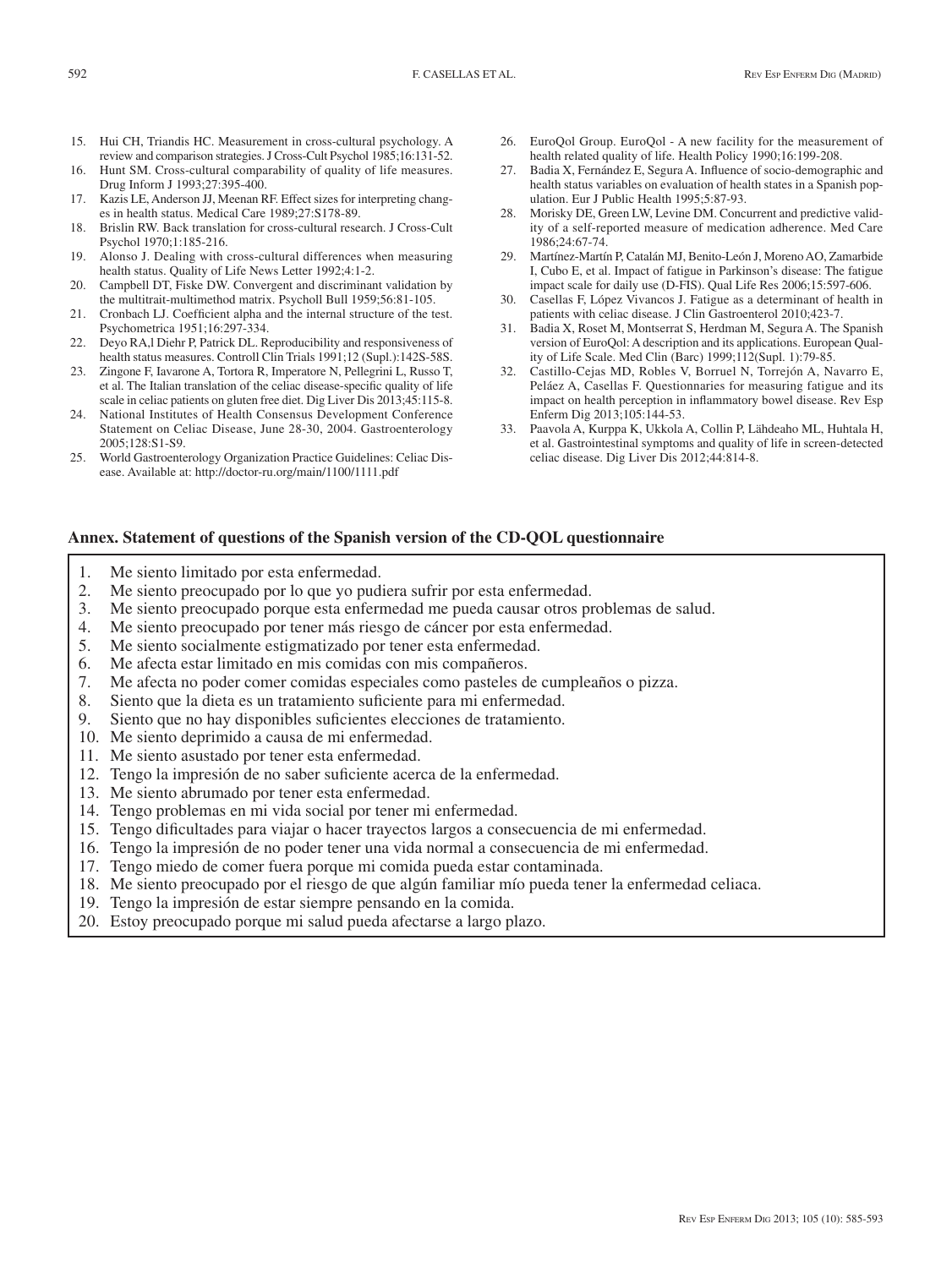15. Hui CH, Triandis HC. Measurement in cross-cultural psychology. A review and comparison strategies. J Cross-Cult Psychol 1985;16:131-52.
16. Hunt SM. Cross-cultural comparability of quality of life measures. Drug Inform J 1993;27:395-400.
17. Kazis LE, Anderson JJ, Meenan RF. Effect sizes for interpreting changes in health status. Medical Care 1989;27:S178-89.
18. Brislin RW. Back translation for cross-cultural research. J Cross-Cult Psychol 1970;1:185-216.
19. Alonso J. Dealing with cross-cultural differences when measuring health status. Quality of Life News Letter 1992;4:1-2.
20. Campbell DT, Fiske DW. Convergent and discriminant validation by the multitrait-multimethod matrix. Psycholl Bull 1959;56:81-105.
21. Cronbach LJ. Coefficient alpha and the internal structure of the test. Psychometrica 1951;16:297-334.
22. Deyo RA,l Diehr P, Patrick DL. Reproducibility and responsiveness of health status measures. Controll Clin Trials 1991;12 (Supl.):142S-58S.
23. Zingone F, Iavarone A, Tortora R, Imperatore N, Pellegrini L, Russo T, et al. The Italian translation of the celiac disease-specific quality of life scale in celiac patients on gluten free diet. Dig Liver Dis 2013;45:115-8.
24. National Institutes of Health Consensus Development Conference Statement on Celiac Disease, June 28-30, 2004. Gastroenterology 2005;128:S1-S9.
25. World Gastroenterology Organization Practice Guidelines: Celiac Disease. Available at: http://doctor-ru.org/main/1100/1111.pdf
26. EuroQol Group. EuroQol - A new facility for the measurement of health related quality of life. Health Policy 1990;16:199-208.
27. Badia X, Fernández E, Segura A. Influence of socio-demographic and health status variables on evaluation of health states in a Spanish population. Eur J Public Health 1995;5:87-93.
28. Morisky DE, Green LW, Levine DM. Concurrent and predictive validity of a self-reported measure of medication adherence. Med Care 1986;24:67-74.
29. Martínez-Martín P, Catalán MJ, Benito-León J, Moreno AO, Zamarbide I, Cubo E, et al. Impact of fatigue in Parkinson's disease: The fatigue impact scale for daily use (D-FIS). Qual Life Res 2006;15:597-606.
30. Casellas F, López Vivancos J. Fatigue as a determinant of health in patients with celiac disease. J Clin Gastroenterol 2010;423-7.
31. Badia X, Roset M, Montserrat S, Herdman M, Segura A. The Spanish version of EuroQol: A description and its applications. European Quality of Life Scale. Med Clin (Barc) 1999;112(Supl. 1):79-85.
32. Castillo-Cejas MD, Robles V, Borruel N, Torrejón A, Navarro E, Peláez A, Casellas F. Questionnaries for measuring fatigue and its impact on health perception in inflammatory bowel disease. Rev Esp Enferm Dig 2013;105:144-53.
33. Paavola A, Kurppa K, Ukkola A, Collin P, Lähdeaho ML, Huhtala H, et al. Gastrointestinal symptoms and quality of life in screen-detected celiac disease. Dig Liver Dis 2012;44:814-8.

## Annex. Statement of questions of the Spanish version of the CD-QOL questionnaire

1. Me siento limitado por esta enfermedad.
2. Me siento preocupado por lo que yo pudiera sufrir por esta enfermedad.
3. Me siento preocupado porque esta enfermedad me pueda causar otros problemas de salud.
4. Me siento preocupado por tener más riesgo de cáncer por esta enfermedad.
5. Me siento socialmente estigmatizado por tener esta enfermedad.
6. Me afecta estar limitado en mis comidas con mis compañeros.
7. Me afecta no poder comer comidas especiales como pasteles de cumpleaños o pizza.
8. Siento que la dieta es un tratamiento suficiente para mi enfermedad.
9. Siento que no hay disponibles suficientes elecciones de tratamiento.
10. Me siento deprimido a causa de mi enfermedad.
11. Me siento asustado por tener esta enfermedad.
12. Tengo la impresión de no saber suficiente acerca de la enfermedad.
13. Me siento abrumado por tener esta enfermedad.
14. Tengo problemas en mi vida social por tener mi enfermedad.
15. Tengo dificultades para viajar o hacer trayectos largos a consecuencia de mi enfermedad.
16. Tengo la impresión de no poder tener una vida normal a consecuencia de mi enfermedad.
17. Tengo miedo de comer fuera porque mi comida pueda estar contaminada.
18. Me siento preocupado por el riesgo de que algún familiar mío pueda tener la enfermedad celiaca.
19. Tengo la impresión de estar siempre pensando en la comida.
20. Estoy preocupado porque mi salud pueda afectarse a largo plazo.